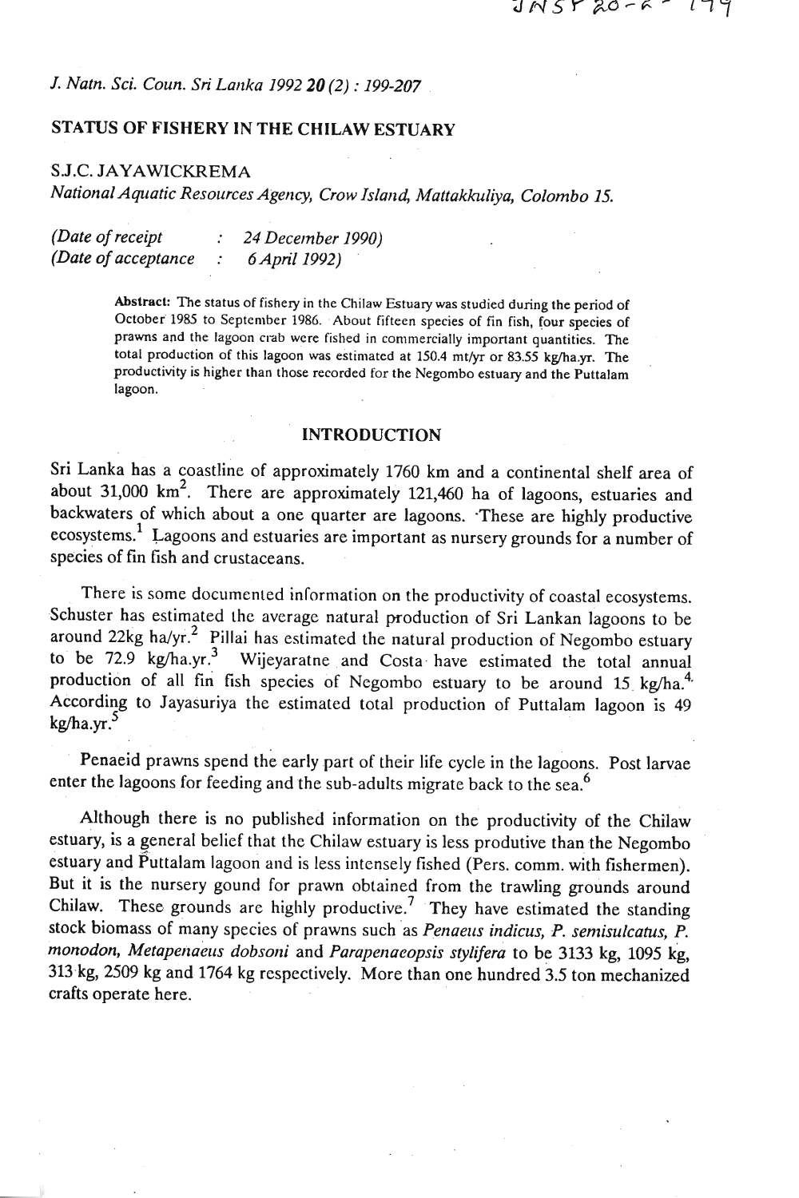# STATUS OF FISHERY IN THE CHILAW ESTUARY

S.J.C. JAYAWICKREMA

*National Aquatic Resources Agency, Crow Island, Mattakkuliya, Colombo 15.*

*(Date of receipt : 24 December 1990)*
*(Date of acceptance : 6 April 1992)*

**Abstract:** The status of fishery in the Chilaw Estuary was studied during the period of October 1985 to September 1986. About fifteen species of fin fish, four species of prawns and the lagoon crab were fished in commercially important quantities. The total production of this lagoon was estimated at 150.4 mt/yr or 83.55 kg/ha.yr. The productivity is higher than those recorded for the Negombo estuary and the Puttalam lagoon.

## INTRODUCTION

Sri Lanka has a coastline of approximately 1760 km and a continental shelf area of about 31,000 $km^2$. There are approximately 121,460 ha of lagoons, estuaries and backwaters of which about a one quarter are lagoons. These are highly productive ecosystems.[1] Lagoons and estuaries are important as nursery grounds for a number of species of fin fish and crustaceans.

There is some documented information on the productivity of coastal ecosystems. Schuster has estimated the average natural production of Sri Lankan lagoons to be around 22kg ha/yr.[2] Pillai has estimated the natural production of Negombo estuary to be 72.9 kg/ha.yr.[3] Wijeyaratne and Costa have estimated the total annual production of all fin fish species of Negombo estuary to be around 15 kg/ha.[4] According to Jayasuriya the estimated total production of Puttalam lagoon is 49 kg/ha.yr.[5]

Penaeid prawns spend the early part of their life cycle in the lagoons. Post larvae enter the lagoons for feeding and the sub-adults migrate back to the sea.[6]

Although there is no published information on the productivity of the Chilaw estuary, is a general belief that the Chilaw estuary is less produtive than the Negombo estuary and Puttalam lagoon and is less intensely fished (Pers. comm. with fishermen). But it is the nursery gound for prawn obtained from the trawling grounds around Chilaw. These grounds are highly productive.[7] They have estimated the standing stock biomass of many species of prawns such as *Penaeus indicus, P. semisulcatus, P. monodon, Metapenaeus dobsoni* and *Parapenaeopsis stylifera* to be 3133 kg, 1095 kg, 313 kg, 2509 kg and 1764 kg respectively. More than one hundred 3.5 ton mechanized crafts operate here.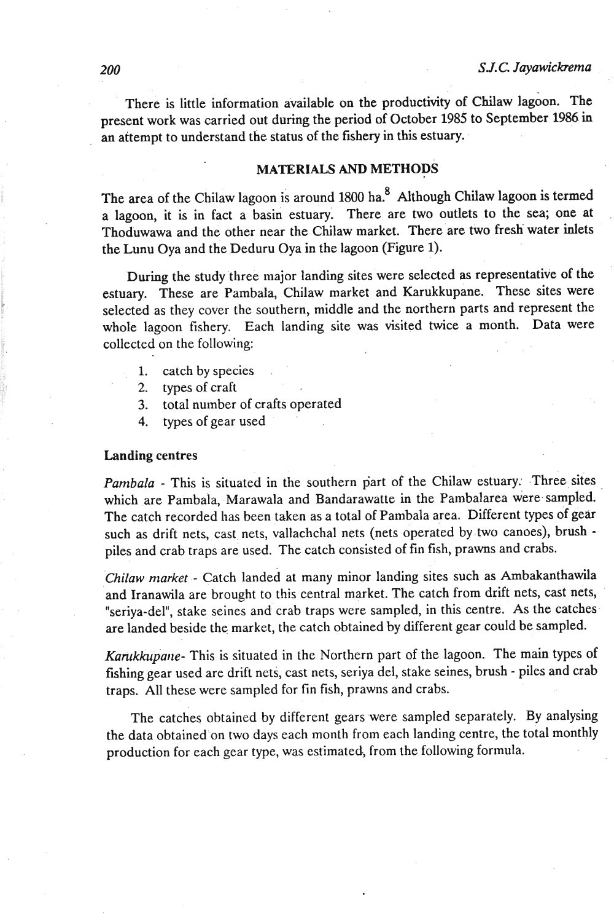There is little information available on the productivity of Chilaw lagoon. The present work was carried out during the period of October 1985 to September 1986 in an attempt to understand the status of the fishery in this estuary.

## MATERIALS AND METHODS

The area of the Chilaw lagoon is around 1800 ha.[8] Although Chilaw lagoon is termed a lagoon, it is in fact a basin estuary. There are two outlets to the sea; one at Thoduwawa and the other near the Chilaw market. There are two fresh water inlets the Lunu Oya and the Deduru Oya in the lagoon (Figure 1).

During the study three major landing sites were selected as representative of the estuary. These are Pambala, Chilaw market and Karukkupane. These sites were selected as they cover the southern, middle and the northern parts and represent the whole lagoon fishery. Each landing site was visited twice a month. Data were collected on the following:

1. catch by species
2. types of craft
3. total number of crafts operated
4. types of gear used

### Landing centres

*Pambala* - This is situated in the southern part of the Chilaw estuary. Three sites which are Pambala, Marawala and Bandarawatte in the Pambalarea were sampled. The catch recorded has been taken as a total of Pambala area. Different types of gear such as drift nets, cast nets, vallachchal nets (nets operated by two canoes), brush - piles and crab traps are used. The catch consisted of fin fish, prawns and crabs.

*Chilaw market* - Catch landed at many minor landing sites such as Ambakanthawila and Iranawila are brought to this central market. The catch from drift nets, cast nets, "seriya-del", stake seines and crab traps were sampled, in this centre. As the catches are landed beside the market, the catch obtained by different gear could be sampled.

*Karukkupane*- This is situated in the Northern part of the lagoon. The main types of fishing gear used are drift nets, cast nets, seriya del, stake seines, brush - piles and crab traps. All these were sampled for fin fish, prawns and crabs.

The catches obtained by different gears were sampled separately. By analysing the data obtained on two days each month from each landing centre, the total monthly production for each gear type, was estimated, from the following formula.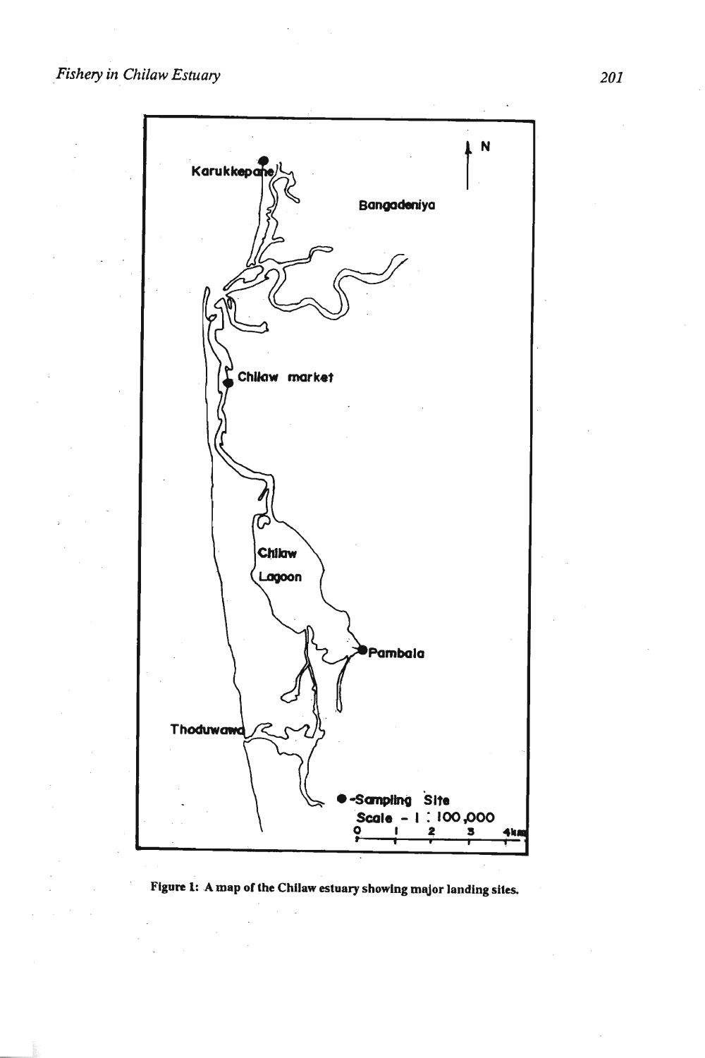Figure 1: A map of the Chilaw estuary showing major landing sites.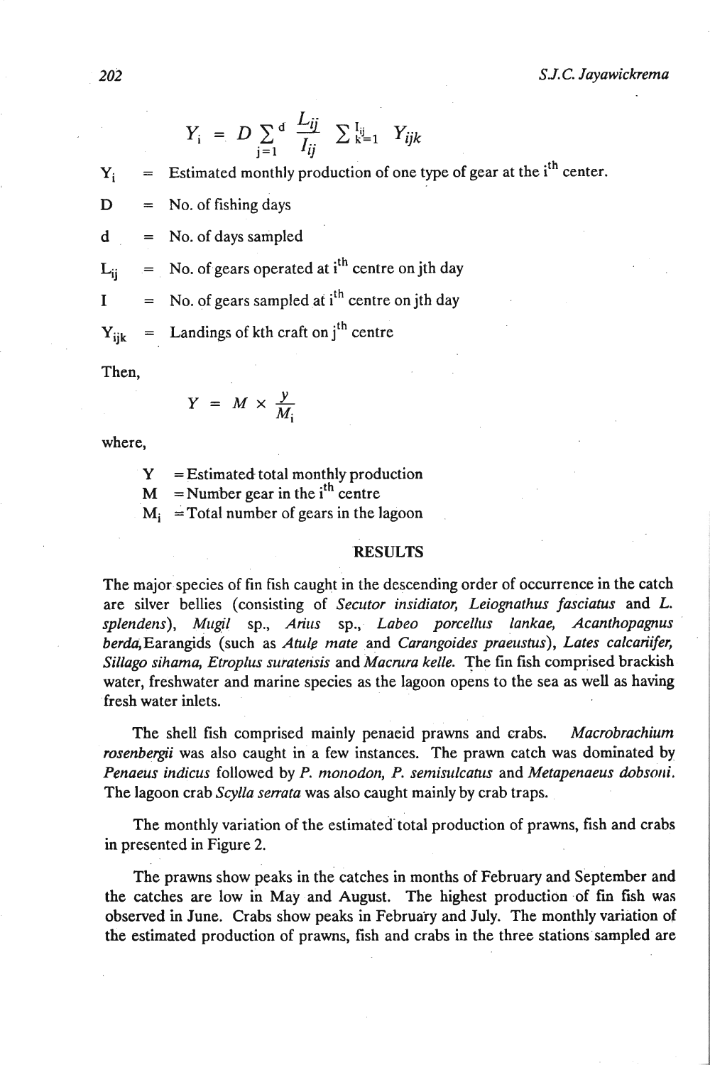$$Y_i = D \sum_{j=1}^{d} \frac{L_{ij}}{I_{ij}} \sum_{k=1}^{I_{ij}} Y_{ijk}$$

$Y_i$ = Estimated monthly production of one type of gear at the $i^{th}$ center.

$D$ = No. of fishing days

$d$ = No. of days sampled

$L_{ij}$ = No. of gears operated at $i^{th}$ centre on jth day

$I$ = No. of gears sampled at $i^{th}$ centre on jth day

$Y_{ijk}$ = Landings of kth craft on $j^{th}$ centre

Then,

$$Y = M \times \frac{y}{M_i}$$

where,

$Y$ = Estimated total monthly production
$M$ = Number gear in the $i^{th}$ centre
$M_i$ = Total number of gears in the lagoon

## RESULTS

The major species of fin fish caught in the descending order of occurrence in the catch are silver bellies (consisting of *Secutor insidiator, Leiognathus fasciatus* and *L. splendens*), *Mugil* sp., *Arius* sp., *Labeo porcellus lankae, Acanthopagnus berda,* Earangids (such as *Atule mate* and *Carangoides praeustus*), *Lates calcariifer, Sillago sihama, Etroplus suratensis* and *Macrura kelle.* The fin fish comprised brackish water, freshwater and marine species as the lagoon opens to the sea as well as having fresh water inlets.

The shell fish comprised mainly penaeid prawns and crabs. *Macrobrachium rosenbergii* was also caught in a few instances. The prawn catch was dominated by *Penaeus indicus* followed by *P. monodon, P. semisulcatus* and *Metapenaeus dobsoni.* The lagoon crab *Scylla serrata* was also caught mainly by crab traps.

The monthly variation of the estimated total production of prawns, fish and crabs in presented in Figure 2.

The prawns show peaks in the catches in months of February and September and the catches are low in May and August. The highest production of fin fish was observed in June. Crabs show peaks in February and July. The monthly variation of the estimated production of prawns, fish and crabs in the three stations sampled are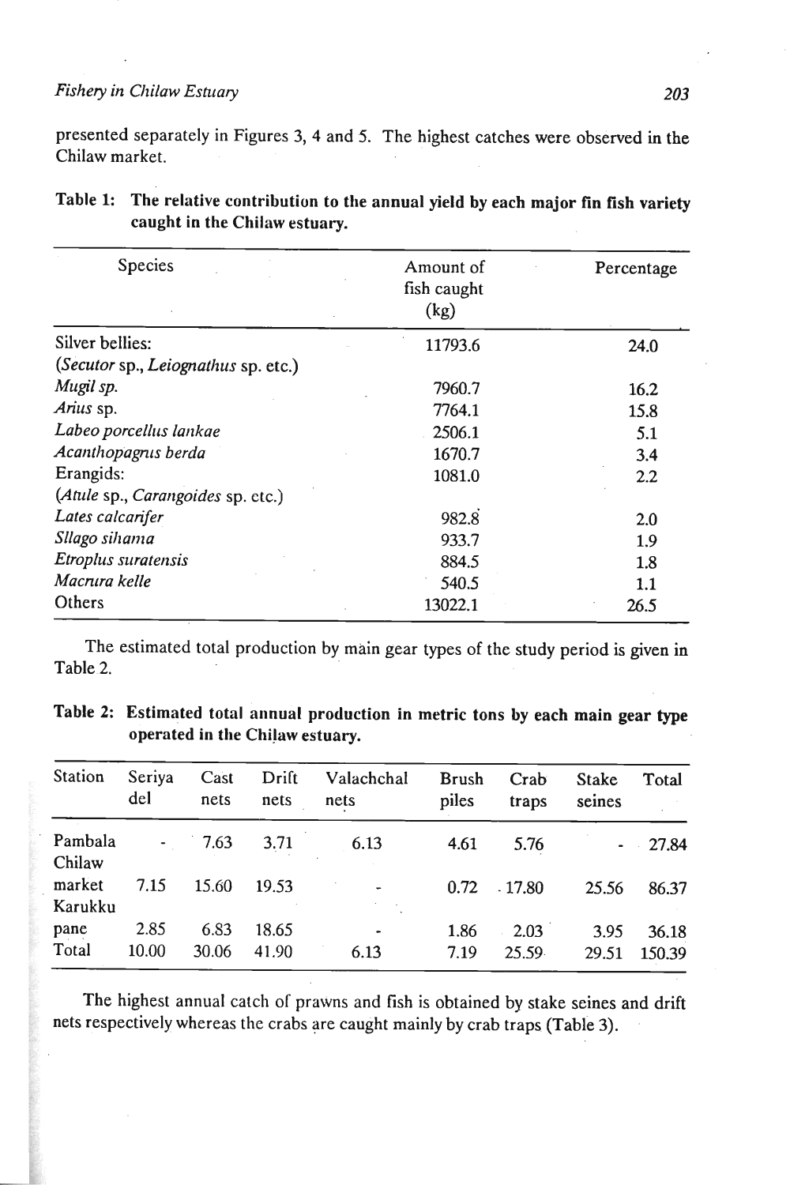presented separately in Figures 3, 4 and 5. The highest catches were observed in the Chilaw market.

**Table 1: The relative contribution to the annual yield by each major fin fish variety caught in the Chilaw estuary.**

| Species | Amount of fish caught (kg) | Percentage |
|---|---|---|
| Silver bellies: (*Secutor* sp., *Leiognathus* sp. etc.) | 11793.6 | 24.0 |
| *Mugil sp.* | 7960.7 | 16.2 |
| *Arius* sp. | 7764.1 | 15.8 |
| *Labeo porcellus lankae* | 2506.1 | 5.1 |
| *Acanthopagrus berda* | 1670.7 | 3.4 |
| Erangids: (*Atule* sp., *Carangoides* sp. etc.) | 1081.0 | 2.2 |
| *Lates calcarifer* | 982.8 | 2.0 |
| *Sllago sihama* | 933.7 | 1.9 |
| *Etroplus suratensis* | 884.5 | 1.8 |
| *Macrura kelle* | 540.5 | 1.1 |
| Others | 13022.1 | 26.5 |

The estimated total production by main gear types of the study period is given in Table 2.

**Table 2: Estimated total annual production in metric tons by each main gear type operated in the Chilaw estuary.**

| Station | Seriya del | Cast nets | Drift nets | Valachchal nets | Brush piles | Crab traps | Stake seines | Total |
|---|---|---|---|---|---|---|---|---|
| Pambala | - | 7.63 | 3.71 | 6.13 | 4.61 | 5.76 | - | 27.84 |
| Chilaw market | 7.15 | 15.60 | 19.53 | - | 0.72 | 17.80 | 25.56 | 86.37 |
| Karukku pane | 2.85 | 6.83 | 18.65 | - | 1.86 | 2.03 | 3.95 | 36.18 |
| Total | 10.00 | 30.06 | 41.90 | 6.13 | 7.19 | 25.59 | 29.51 | 150.39 |

The highest annual catch of prawns and fish is obtained by stake seines and drift nets respectively whereas the crabs are caught mainly by crab traps (Table 3).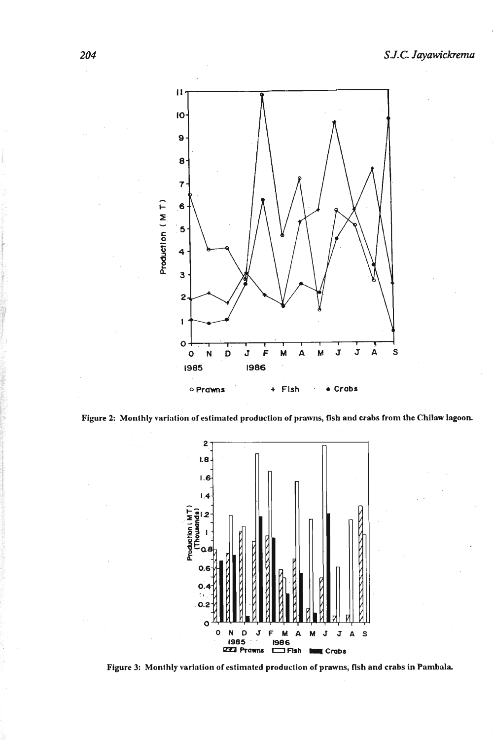Figure 2: Monthly variation of estimated production of prawns, fish and crabs from the Chilaw lagoon.

Figure 3: Monthly variation of estimated production of prawns, fish and crabs in Pambala.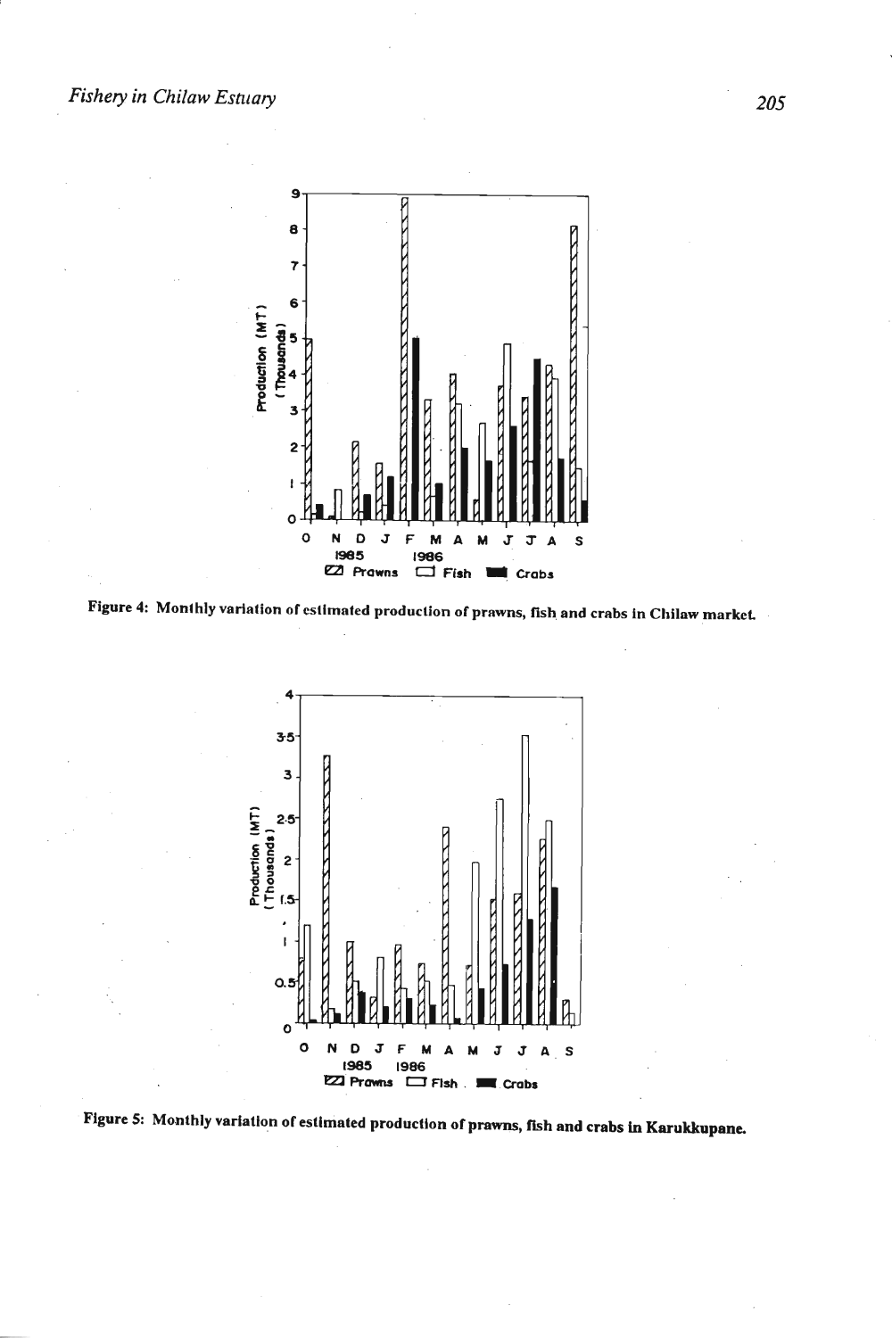Figure 4: Monthly variation of estimated production of prawns, fish and crabs in Chilaw market.

Figure 5: Monthly variation of estimated production of prawns, fish and crabs in Karukkupane.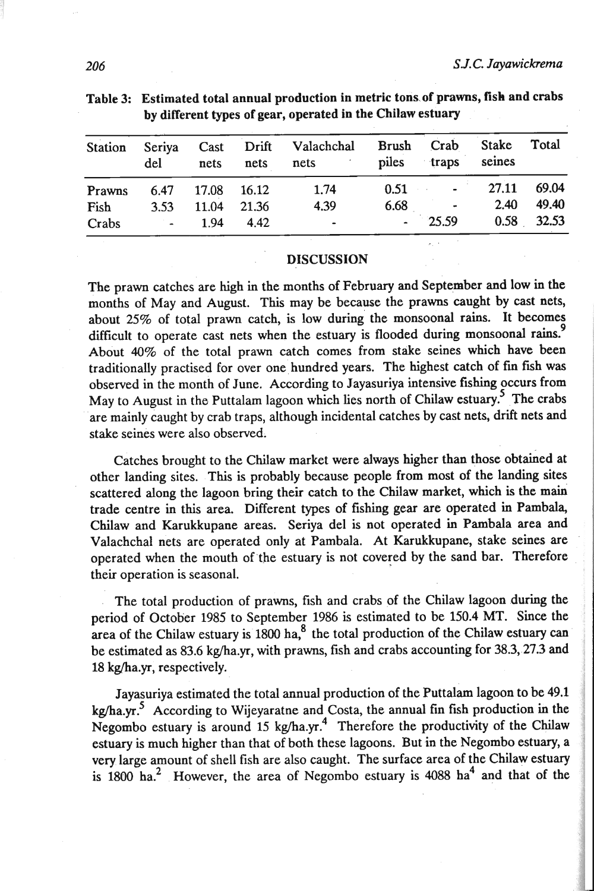**Table 3: Estimated total annual production in metric tons of prawns, fish and crabs by different types of gear, operated in the Chilaw estuary**

| Station | Seriya del | Cast nets | Drift nets | Valachchal nets | Brush piles | Crab traps | Stake seines | Total |
|---|---|---|---|---|---|---|---|---|
| Prawns | 6.47 | 17.08 | 16.12 | 1.74 | 0.51 | - | 27.11 | 69.04 |
| Fish | 3.53 | 11.04 | 21.36 | 4.39 | 6.68 | - | 2.40 | 49.40 |
| Crabs | - | 1.94 | 4.42 | - | - | 25.59 | 0.58 | 32.53 |

## DISCUSSION

The prawn catches are high in the months of February and September and low in the months of May and August. This may be because the prawns caught by cast nets, about 25% of total prawn catch, is low during the monsoonal rains. It becomes difficult to operate cast nets when the estuary is flooded during monsoonal rains.[9] About 40% of the total prawn catch comes from stake seines which have been traditionally practised for over one hundred years. The highest catch of fin fish was observed in the month of June. According to Jayasuriya intensive fishing occurs from May to August in the Puttalam lagoon which lies north of Chilaw estuary.[5] The crabs are mainly caught by crab traps, although incidental catches by cast nets, drift nets and stake seines were also observed.

Catches brought to the Chilaw market were always higher than those obtained at other landing sites. This is probably because people from most of the landing sites scattered along the lagoon bring their catch to the Chilaw market, which is the main trade centre in this area. Different types of fishing gear are operated in Pambala, Chilaw and Karukkupane areas. Seriya del is not operated in Pambala area and Valachchal nets are operated only at Pambala. At Karukkupane, stake seines are operated when the mouth of the estuary is not covered by the sand bar. Therefore their operation is seasonal.

The total production of prawns, fish and crabs of the Chilaw lagoon during the period of October 1985 to September 1986 is estimated to be 150.4 MT. Since the area of the Chilaw estuary is 1800 ha,[8] the total production of the Chilaw estuary can be estimated as 83.6 kg/ha.yr, with prawns, fish and crabs accounting for 38.3, 27.3 and 18 kg/ha.yr, respectively.

Jayasuriya estimated the total annual production of the Puttalam lagoon to be 49.1 kg/ha.yr.[5] According to Wijeyaratne and Costa, the annual fin fish production in the Negombo estuary is around 15 kg/ha.yr.[4] Therefore the productivity of the Chilaw estuary is much higher than that of both these lagoons. But in the Negombo estuary, a very large amount of shell fish are also caught. The surface area of the Chilaw estuary is 1800 ha.[2] However, the area of Negombo estuary is 4088 ha[4] and that of the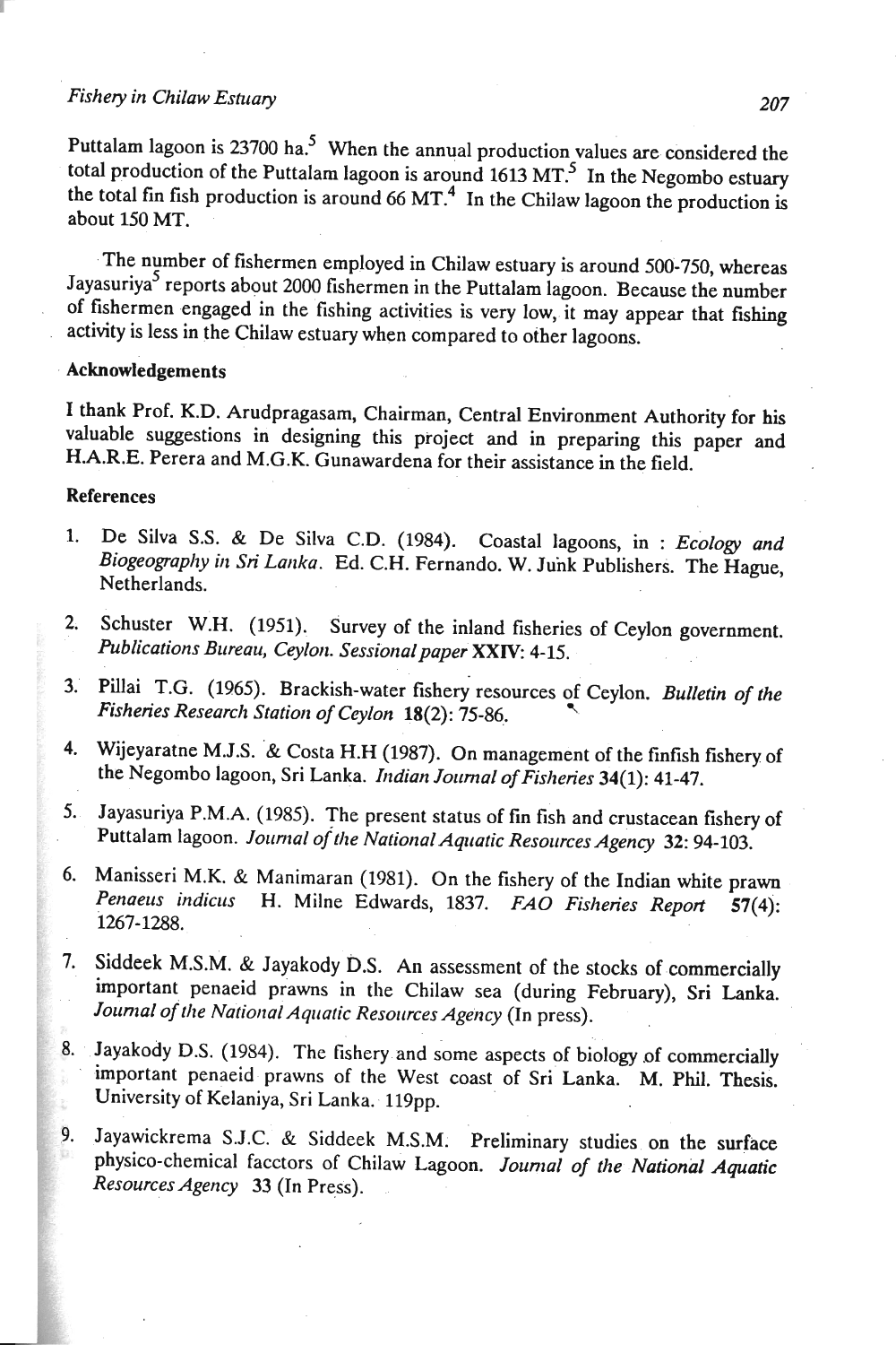Puttalam lagoon is 23700 ha.[5] When the annual production values are considered the total production of the Puttalam lagoon is around 1613 MT.[5] In the Negombo estuary the total fin fish production is around 66 MT.[4] In the Chilaw lagoon the production is about 150 MT.

The number of fishermen employed in Chilaw estuary is around 500-750, whereas Jayasuriya[5] reports about 2000 fishermen in the Puttalam lagoon. Because the number of fishermen engaged in the fishing activities is very low, it may appear that fishing activity is less in the Chilaw estuary when compared to other lagoons.

## Acknowledgements

I thank Prof. K.D. Arudpragasam, Chairman, Central Environment Authority for his valuable suggestions in designing this project and in preparing this paper and H.A.R.E. Perera and M.G.K. Gunawardena for their assistance in the field.

## References

1. De Silva S.S. & De Silva C.D. (1984). Coastal lagoons, in : *Ecology and Biogeography in Sri Lanka*. Ed. C.H. Fernando. W. Junk Publishers. The Hague, Netherlands.
2. Schuster W.H. (1951). Survey of the inland fisheries of Ceylon government. *Publications Bureau, Ceylon. Sessional paper* **XXIV**: 4-15.
3. Pillai T.G. (1965). Brackish-water fishery resources of Ceylon. *Bulletin of the Fisheries Research Station of Ceylon* **18**(2): 75-86.
4. Wijeyaratne M.J.S. & Costa H.H (1987). On management of the finfish fishery of the Negombo lagoon, Sri Lanka. *Indian Journal of Fisheries* **34**(1): 41-47.
5. Jayasuriya P.M.A. (1985). The present status of fin fish and crustacean fishery of Puttalam lagoon. *Journal of the National Aquatic Resources Agency* **32**: 94-103.
6. Manisseri M.K. & Manimaran (1981). On the fishery of the Indian white prawn *Penaeus indicus* H. Milne Edwards, 1837. *FAO Fisheries Report* **57**(4): 1267-1288.
7. Siddeek M.S.M. & Jayakody D.S. An assessment of the stocks of commercially important penaeid prawns in the Chilaw sea (during February), Sri Lanka. *Journal of the National Aquatic Resources Agency* (In press).
8. Jayakody D.S. (1984). The fishery and some aspects of biology of commercially important penaeid prawns of the West coast of Sri Lanka. M. Phil. Thesis. University of Kelaniya, Sri Lanka. 119pp.
9. Jayawickrema S.J.C. & Siddeek M.S.M. Preliminary studies on the surface physico-chemical facctors of Chilaw Lagoon. *Journal of the National Aquatic Resources Agency* 33 (In Press).